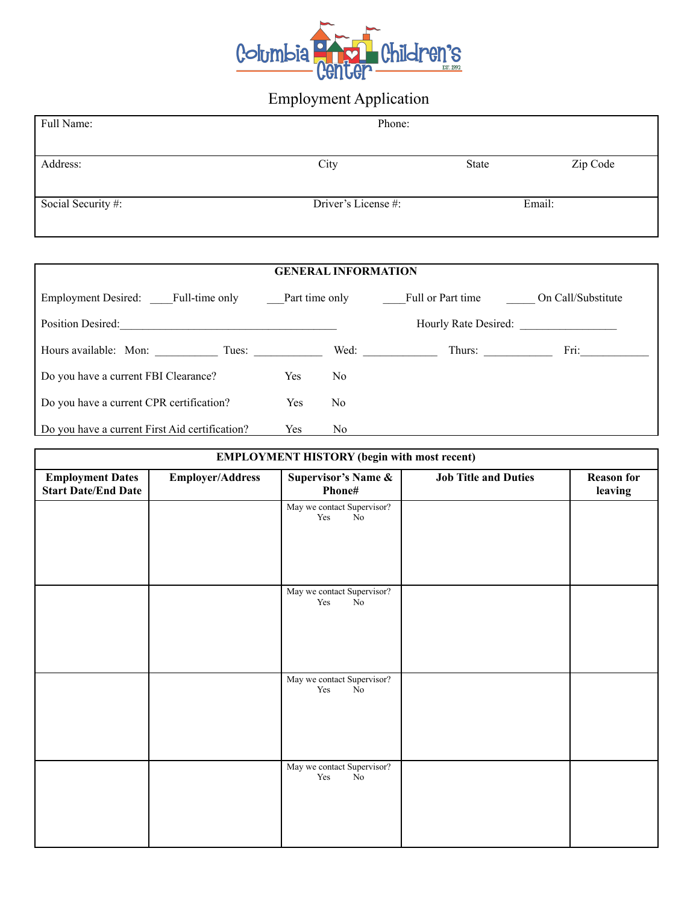Columbia Children's Center

EST. 1992

# Employment Application

| | | | |
|---|---|---|---|
| Full Name: | | Phone: | |
| Address: | City | State | Zip Code |
| Social Security #: | Driver's License #: | Email: | |

## GENERAL INFORMATION

Employment Desired: ____Full-time only ___Part time only ____Full or Part time _____ On Call/Substitute

Position Desired:______________________________________ Hourly Rate Desired: _________________

Hours available: Mon: ___________ Tues: ____________ Wed: _____________ Thurs: ____________ Fri:____________

Do you have a current FBI Clearance? Yes No

Do you have a current CPR certification? Yes No

Do you have a current First Aid certification? Yes No

## EMPLOYMENT HISTORY (begin with most recent)

| Employment Dates Start Date/End Date | Employer/Address | Supervisor's Name & Phone# | Job Title and Duties | Reason for leaving |
|---|---|---|---|---|
| | | May we contact Supervisor? Yes No | | |
| | | May we contact Supervisor? Yes No | | |
| | | May we contact Supervisor? Yes No | | |
| | | May we contact Supervisor? Yes No | | |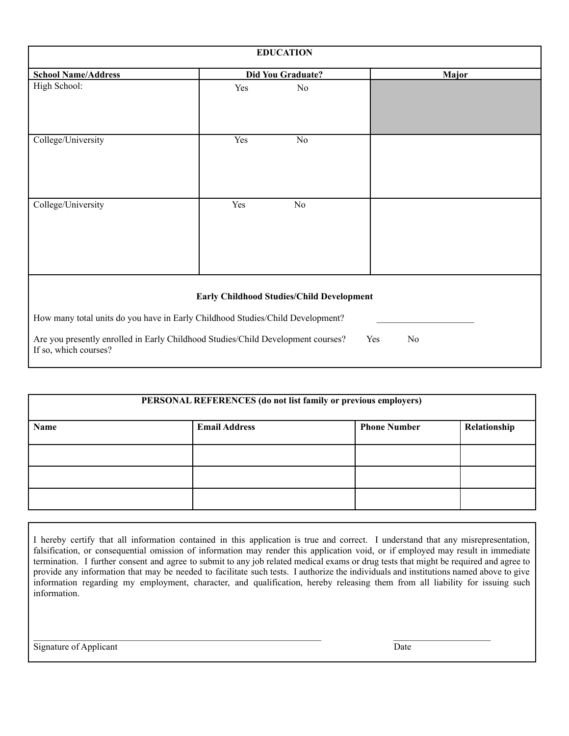## EDUCATION

| School Name/Address | Did You Graduate? | Major |
|---|---|---|
| High School: | Yes No | |
| College/University | Yes No | |
| College/University | Yes No | |

**Early Childhood Studies/Child Development**

How many total units do you have in Early Childhood Studies/Child Development? ____________________

Are you presently enrolled in Early Childhood Studies/Child Development courses? Yes No
If so, which courses?

## PERSONAL REFERENCES (do not list family or previous employers)

| Name | Email Address | Phone Number | Relationship |
|---|---|---|---|
| | | | |
| | | | |
| | | | |

I hereby certify that all information contained in this application is true and correct. I understand that any misrepresentation, falsification, or consequential omission of information may render this application void, or if employed may result in immediate termination. I further consent and agree to submit to any job related medical exams or drug tests that might be required and agree to provide any information that may be needed to facilitate such tests. I authorize the individuals and institutions named above to give information regarding my employment, character, and qualification, hereby releasing them from all liability for issuing such information.

_________________________________________________________________ ______________________

Signature of Applicant Date